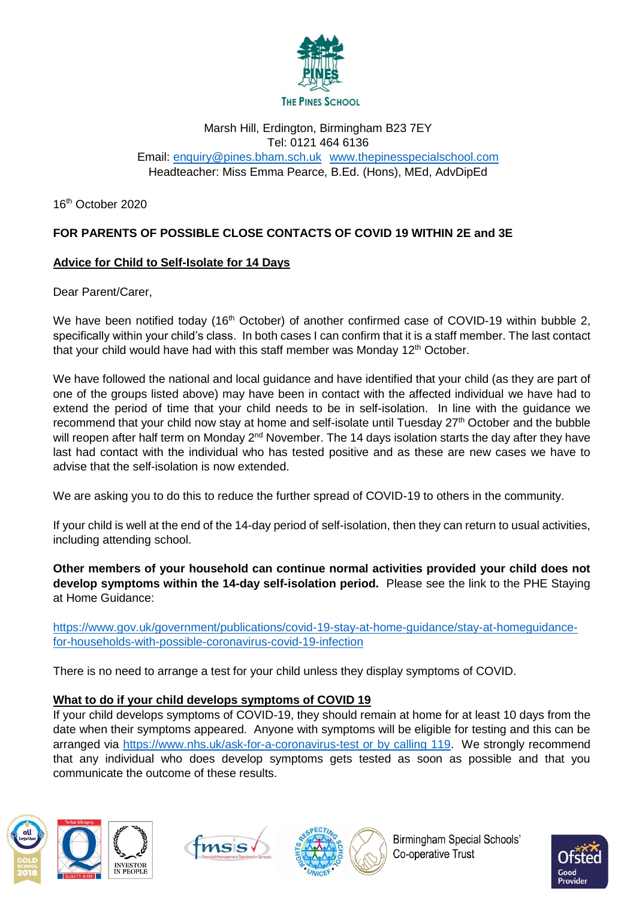THE PINES SCHOOL

Marsh Hill, Erdington, Birmingham B23 7EY
Tel: 0121 464 6136
Email: enquiry@pines.bham.sch.uk www.thepinesspecialschool.com
Headteacher: Miss Emma Pearce, B.Ed. (Hons), MEd, AdvDipEd

16th October 2020

**FOR PARENTS OF POSSIBLE CLOSE CONTACTS OF COVID 19 WITHIN 2E and 3E**

**Advice for Child to Self-Isolate for 14 Days**

Dear Parent/Carer,

We have been notified today (16th October) of another confirmed case of COVID-19 within bubble 2, specifically within your child's class. In both cases I can confirm that it is a staff member. The last contact that your child would have had with this staff member was Monday 12th October.

We have followed the national and local guidance and have identified that your child (as they are part of one of the groups listed above) may have been in contact with the affected individual we have had to extend the period of time that your child needs to be in self-isolation. In line with the guidance we recommend that your child now stay at home and self-isolate until Tuesday 27th October and the bubble will reopen after half term on Monday 2nd November. The 14 days isolation starts the day after they have last had contact with the individual who has tested positive and as these are new cases we have to advise that the self-isolation is now extended.

We are asking you to do this to reduce the further spread of COVID-19 to others in the community.

If your child is well at the end of the 14-day period of self-isolation, then they can return to usual activities, including attending school.

**Other members of your household can continue normal activities provided your child does not develop symptoms within the 14-day self-isolation period.** Please see the link to the PHE Staying at Home Guidance:

https://www.gov.uk/government/publications/covid-19-stay-at-home-guidance/stay-at-homeguidance-for-households-with-possible-coronavirus-covid-19-infection

There is no need to arrange a test for your child unless they display symptoms of COVID.

**What to do if your child develops symptoms of COVID 19**

If your child develops symptoms of COVID-19, they should remain at home for at least 10 days from the date when their symptoms appeared. Anyone with symptoms will be eligible for testing and this can be arranged via https://www.nhs.uk/ask-for-a-coronavirus-test or by calling 119. We strongly recommend that any individual who does develop symptoms gets tested as soon as possible and that you communicate the outcome of these results.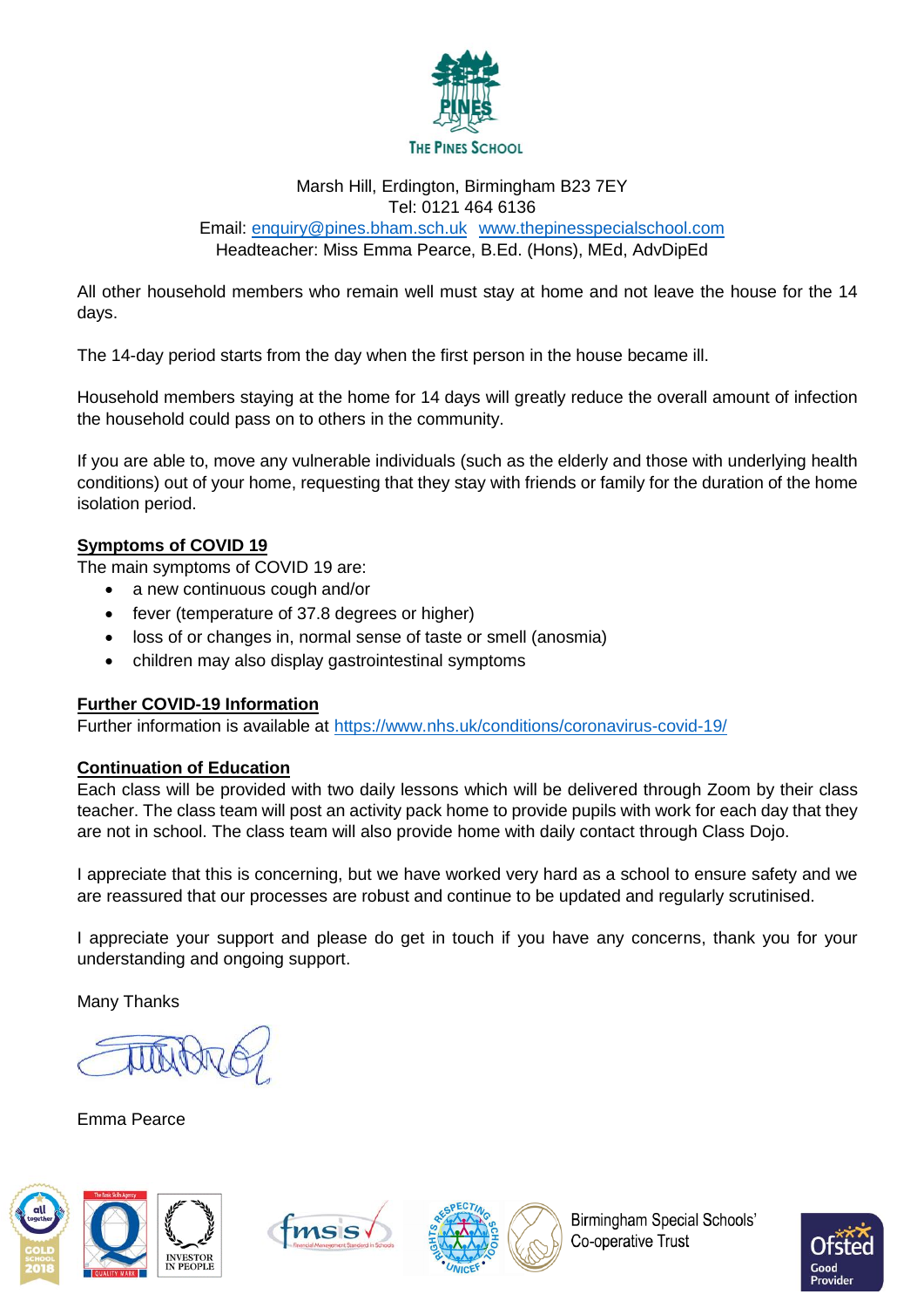THE PINES SCHOOL

Marsh Hill, Erdington, Birmingham B23 7EY
Tel: 0121 464 6136
Email: enquiry@pines.bham.sch.uk www.thepinesspecialschool.com
Headteacher: Miss Emma Pearce, B.Ed. (Hons), MEd, AdvDipEd

All other household members who remain well must stay at home and not leave the house for the 14 days.

The 14-day period starts from the day when the first person in the house became ill.

Household members staying at the home for 14 days will greatly reduce the overall amount of infection the household could pass on to others in the community.

If you are able to, move any vulnerable individuals (such as the elderly and those with underlying health conditions) out of your home, requesting that they stay with friends or family for the duration of the home isolation period.

**Symptoms of COVID 19**

The main symptoms of COVID 19 are:

- a new continuous cough and/or
- fever (temperature of 37.8 degrees or higher)
- loss of or changes in, normal sense of taste or smell (anosmia)
- children may also display gastrointestinal symptoms

**Further COVID-19 Information**

Further information is available at https://www.nhs.uk/conditions/coronavirus-covid-19/

**Continuation of Education**

Each class will be provided with two daily lessons which will be delivered through Zoom by their class teacher. The class team will post an activity pack home to provide pupils with work for each day that they are not in school. The class team will also provide home with daily contact through Class Dojo.

I appreciate that this is concerning, but we have worked very hard as a school to ensure safety and we are reassured that our processes are robust and continue to be updated and regularly scrutinised.

I appreciate your support and please do get in touch if you have any concerns, thank you for your understanding and ongoing support.

Many Thanks

Emma Pearce

Birmingham Special Schools' Co-operative Trust